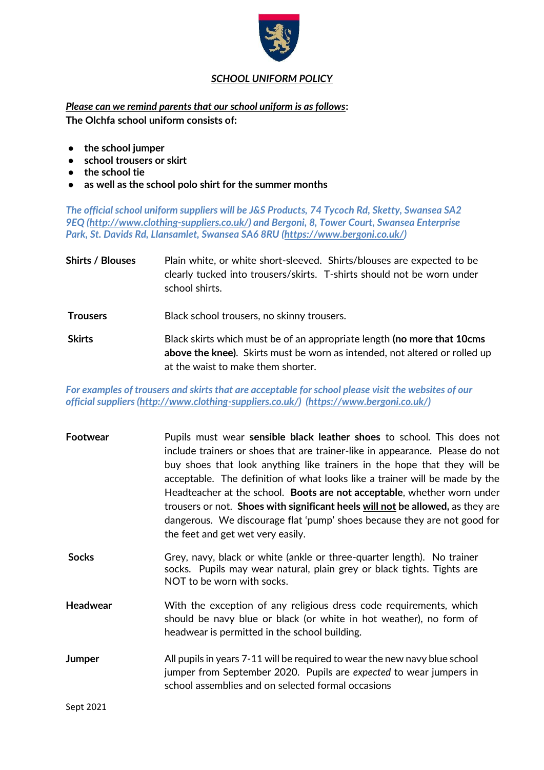# ***SCHOOL UNIFORM POLICY***

***Please can we remind parents that our school uniform is as follows*:**
**The Olchfa school uniform consists of:**

- **the school jumper**
- **school trousers or skirt**
- **the school tie**
- **as well as the school polo shirt for the summer months**

*The official school uniform suppliers will be J&S Products, 74 Tycoch Rd, Sketty, Swansea SA2 9EQ (http://www.clothing-suppliers.co.uk/) and Bergoni, 8, Tower Court, Swansea Enterprise Park, St. Davids Rd, Llansamlet, Swansea SA6 8RU (https://www.bergoni.co.uk/)*

**Shirts / Blouses** — Plain white, or white short-sleeved. Shirts/blouses are expected to be clearly tucked into trousers/skirts. T-shirts should not be worn under school shirts.

**Trousers** — Black school trousers, no skinny trousers.

**Skirts** — Black skirts which must be of an appropriate length **(no more that 10cms above the knee)**. Skirts must be worn as intended, not altered or rolled up at the waist to make them shorter.

*For examples of trousers and skirts that are acceptable for school please visit the websites of our official suppliers (http://www.clothing-suppliers.co.uk/) (https://www.bergoni.co.uk/)*

**Footwear** — Pupils must wear **sensible black leather shoes** to school. This does not include trainers or shoes that are trainer-like in appearance. Please do not buy shoes that look anything like trainers in the hope that they will be acceptable. The definition of what looks like a trainer will be made by the Headteacher at the school. **Boots are not acceptable**, whether worn under trousers or not. **Shoes with significant heels will not be allowed,** as they are dangerous. We discourage flat 'pump' shoes because they are not good for the feet and get wet very easily.

**Socks** — Grey, navy, black or white (ankle or three-quarter length). No trainer socks. Pupils may wear natural, plain grey or black tights. Tights are NOT to be worn with socks.

**Headwear** — With the exception of any religious dress code requirements, which should be navy blue or black (or white in hot weather), no form of headwear is permitted in the school building.

**Jumper** — All pupils in years 7-11 will be required to wear the new navy blue school jumper from September 2020. Pupils are *expected* to wear jumpers in school assemblies and on selected formal occasions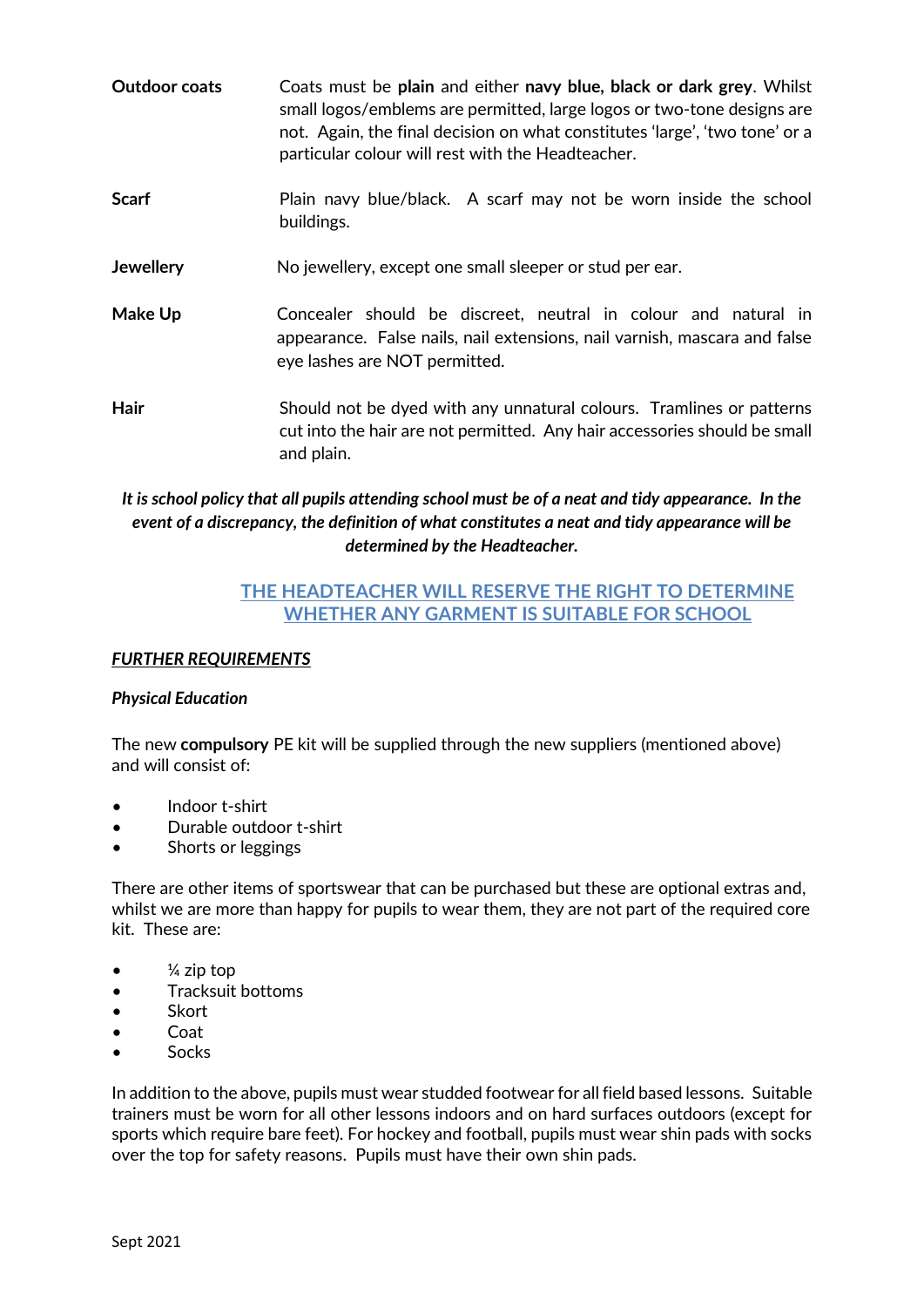**Outdoor coats** Coats must be **plain** and either **navy blue, black or dark grey**. Whilst small logos/emblems are permitted, large logos or two-tone designs are not. Again, the final decision on what constitutes 'large', 'two tone' or a particular colour will rest with the Headteacher.

**Scarf** Plain navy blue/black. A scarf may not be worn inside the school buildings.

**Jewellery** No jewellery, except one small sleeper or stud per ear.

**Make Up** Concealer should be discreet, neutral in colour and natural in appearance. False nails, nail extensions, nail varnish, mascara and false eye lashes are NOT permitted.

**Hair** Should not be dyed with any unnatural colours. Tramlines or patterns cut into the hair are not permitted. Any hair accessories should be small and plain.

***It is school policy that all pupils attending school must be of a neat and tidy appearance. In the event of a discrepancy, the definition of what constitutes a neat and tidy appearance will be determined by the Headteacher.***

**THE HEADTEACHER WILL RESERVE THE RIGHT TO DETERMINE WHETHER ANY GARMENT IS SUITABLE FOR SCHOOL**

***FURTHER REQUIREMENTS***

***Physical Education***

The new **compulsory** PE kit will be supplied through the new suppliers (mentioned above) and will consist of:

- Indoor t-shirt
- Durable outdoor t-shirt
- Shorts or leggings

There are other items of sportswear that can be purchased but these are optional extras and, whilst we are more than happy for pupils to wear them, they are not part of the required core kit. These are:

- ¼ zip top
- Tracksuit bottoms
- Skort
- Coat
- Socks

In addition to the above, pupils must wear studded footwear for all field based lessons. Suitable trainers must be worn for all other lessons indoors and on hard surfaces outdoors (except for sports which require bare feet). For hockey and football, pupils must wear shin pads with socks over the top for safety reasons. Pupils must have their own shin pads.

Sept 2021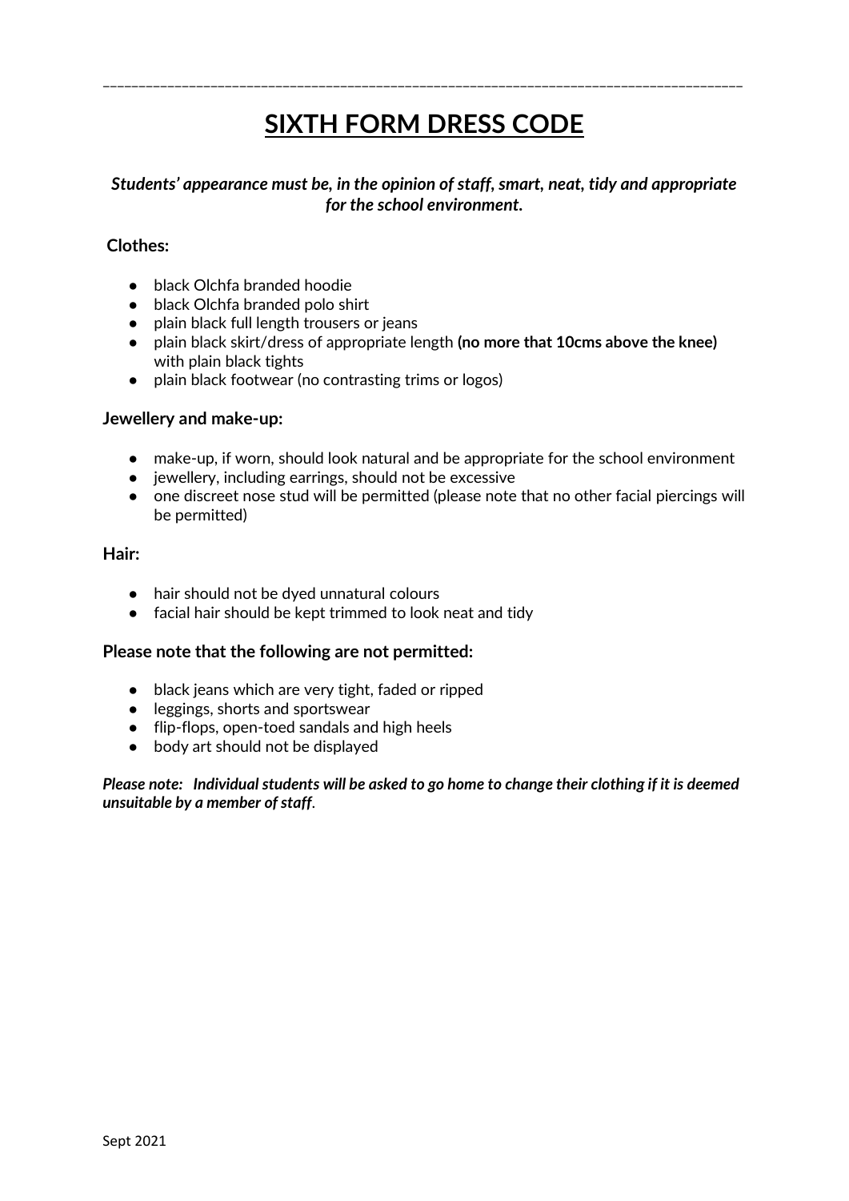# SIXTH FORM DRESS CODE

***Students' appearance must be, in the opinion of staff, smart, neat, tidy and appropriate for the school environment.***

**Clothes:**

- black Olchfa branded hoodie
- black Olchfa branded polo shirt
- plain black full length trousers or jeans
- plain black skirt/dress of appropriate length **(no more that 10cms above the knee)** with plain black tights
- plain black footwear (no contrasting trims or logos)

**Jewellery and make-up:**

- make-up, if worn, should look natural and be appropriate for the school environment
- jewellery, including earrings, should not be excessive
- one discreet nose stud will be permitted (please note that no other facial piercings will be permitted)

**Hair:**

- hair should not be dyed unnatural colours
- facial hair should be kept trimmed to look neat and tidy

**Please note that the following are not permitted:**

- black jeans which are very tight, faded or ripped
- leggings, shorts and sportswear
- flip-flops, open-toed sandals and high heels
- body art should not be displayed

***Please note: Individual students will be asked to go home to change their clothing if it is deemed unsuitable by a member of staff.***

Sept 2021